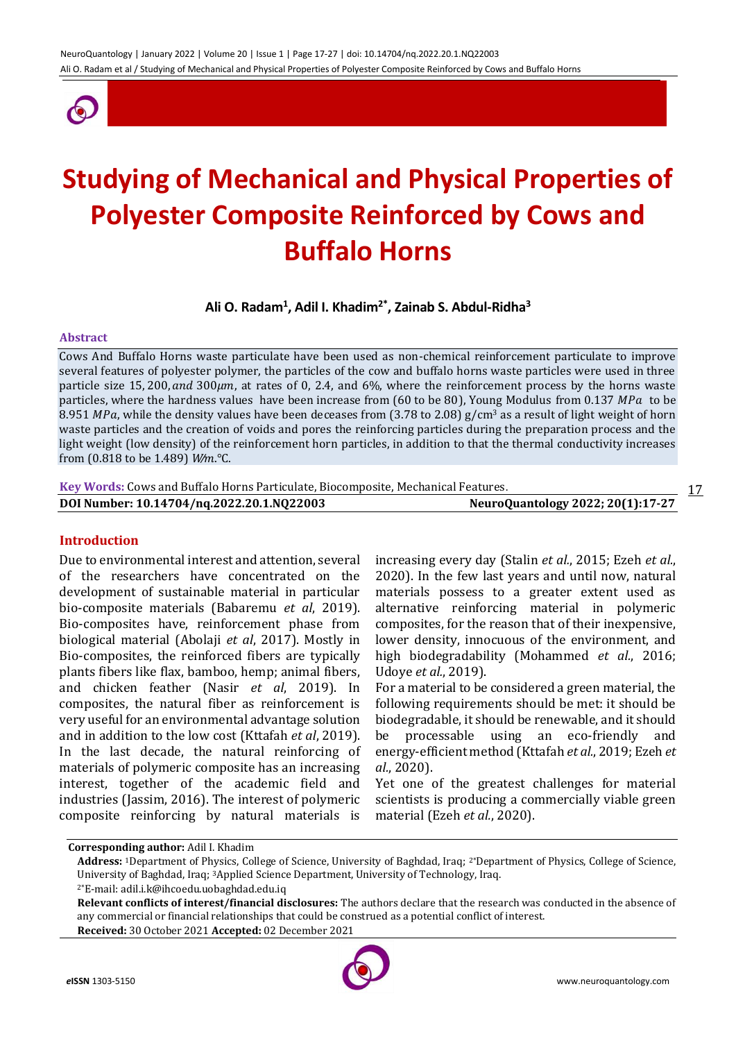# Studying of Mechanical and Physical Properties of Polyester Composite Reinforced by Cows and Buffalo Horns

**Ali O. Radam[1], Adil I. Khadim[2*], Zainab S. Abdul-Ridha[3]**

## Abstract

Cows And Buffalo Horns waste particulate have been used as non-chemical reinforcement particulate to improve several features of polyester polymer, the particles of the cow and buffalo horns waste particles were used in three particle size $15, 200, and\ 300\mu m$, at rates of 0, 2.4, and 6%, where the reinforcement process by the horns waste particles, where the hardness values have been increase from (60 to be 80), Young Modulus from 0.137 $MPa$ to be 8.951 $MPa$, while the density values have been deceases from (3.78 to 2.08) g/cm$^3$ as a result of light weight of horn waste particles and the creation of voids and pores the reinforcing particles during the preparation process and the light weight (low density) of the reinforcement horn particles, in addition to that the thermal conductivity increases from (0.818 to be 1.489) $W/m.°C$.

**Key Words:** Cows and Buffalo Horns Particulate, Biocomposite, Mechanical Features.

**DOI Number: 10.14704/nq.2022.20.1.NQ22003** **NeuroQuantology 2022; 20(1):17-27**

## Introduction

Due to environmental interest and attention, several of the researchers have concentrated on the development of sustainable material in particular bio-composite materials (Babaremu *et al*, 2019). Bio-composites have, reinforcement phase from biological material (Abolaji *et al*, 2017). Mostly in Bio-composites, the reinforced fibers are typically plants fibers like flax, bamboo, hemp; animal fibers, and chicken feather (Nasir *et al*, 2019). In composites, the natural fiber as reinforcement is very useful for an environmental advantage solution and in addition to the low cost (Kttafah *et al*, 2019). In the last decade, the natural reinforcing of materials of polymeric composite has an increasing interest, together of the academic field and industries (Jassim, 2016). The interest of polymeric composite reinforcing by natural materials is increasing every day (Stalin *et al.*, 2015; Ezeh *et al.*, 2020). In the few last years and until now, natural materials possess to a greater extent used as alternative reinforcing material in polymeric composites, for the reason that of their inexpensive, lower density, innocuous of the environment, and high biodegradability (Mohammed *et al.*, 2016; Udoye *et al.*, 2019).

For a material to be considered a green material, the following requirements should be met: it should be biodegradable, it should be renewable, and it should be processable using an eco-friendly and energy-efficient method (Kttafah *et al.*, 2019; Ezeh *et al.*, 2020).

Yet one of the greatest challenges for material scientists is producing a commercially viable green material (Ezeh *et al.*, 2020).

---

**Corresponding author:** Adil I. Khadim

**Address:** [1]Department of Physics, College of Science, University of Baghdad, Iraq; [2*]Department of Physics, College of Science, University of Baghdad, Iraq; [3]Applied Science Department, University of Technology, Iraq.

[2*]E-mail: adil.i.k@ihcoedu.uobaghdad.edu.iq

**Relevant conflicts of interest/financial disclosures:** The authors declare that the research was conducted in the absence of any commercial or financial relationships that could be construed as a potential conflict of interest.

**Received:** 30 October 2021 **Accepted:** 02 December 2021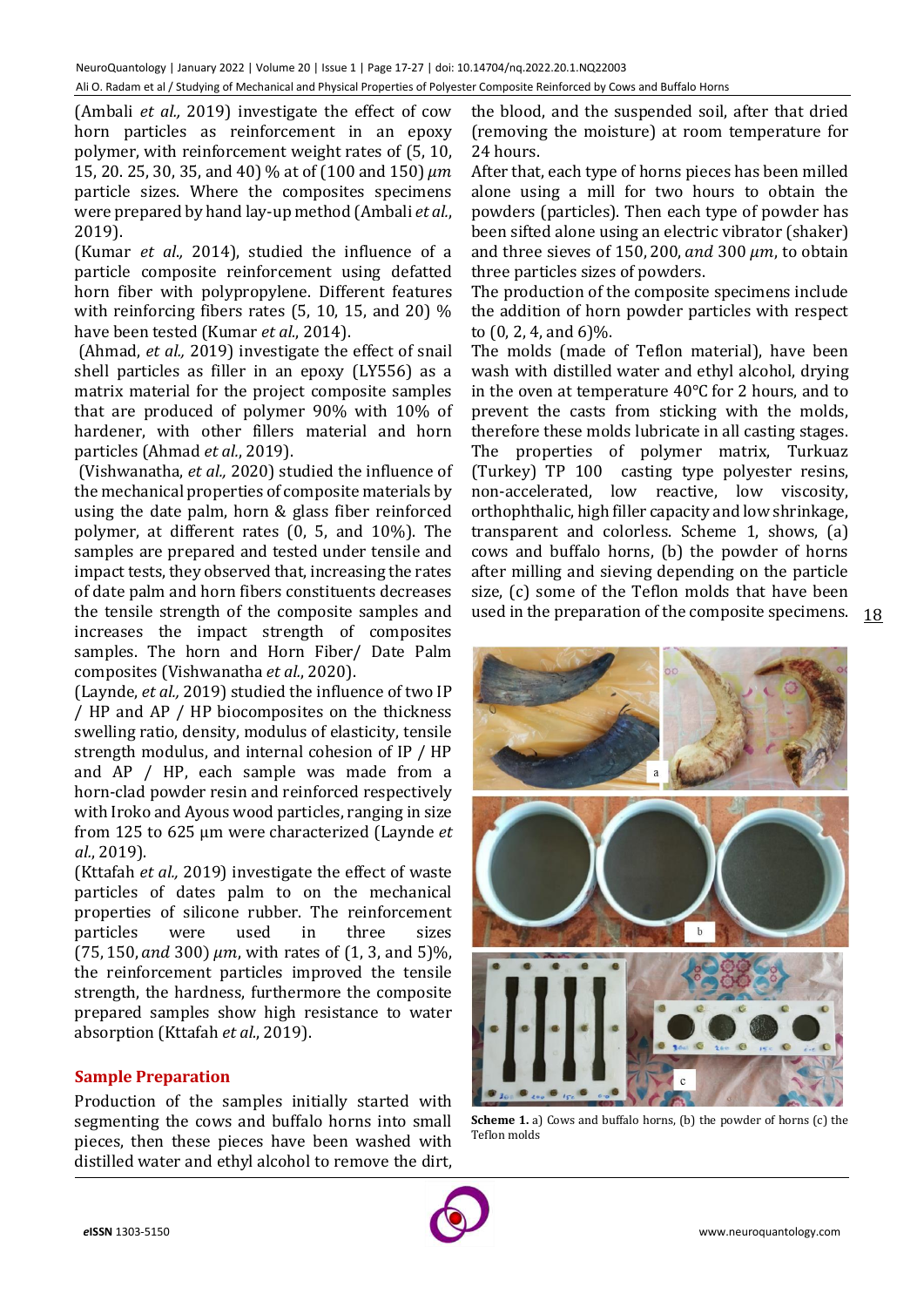(Ambali *et al.,* 2019) investigate the effect of cow horn particles as reinforcement in an epoxy polymer, with reinforcement weight rates of (5, 10, 15, 20. 25, 30, 35, and 40) % at of (100 and 150) $\mu m$ particle sizes. Where the composites specimens were prepared by hand lay-up method (Ambali *et al.*, 2019).

(Kumar *et al.,* 2014), studied the influence of a particle composite reinforcement using defatted horn fiber with polypropylene. Different features with reinforcing fibers rates (5, 10, 15, and 20) % have been tested (Kumar *et al.*, 2014).

(Ahmad, *et al.,* 2019) investigate the effect of snail shell particles as filler in an epoxy (LY556) as a matrix material for the project composite samples that are produced of polymer 90% with 10% of hardener, with other fillers material and horn particles (Ahmad *et al.*, 2019).

(Vishwanatha, *et al.,* 2020) studied the influence of the mechanical properties of composite materials by using the date palm, horn & glass fiber reinforced polymer, at different rates (0, 5, and 10%). The samples are prepared and tested under tensile and impact tests, they observed that, increasing the rates of date palm and horn fibers constituents decreases the tensile strength of the composite samples and increases the impact strength of composites samples. The horn and Horn Fiber/ Date Palm composites (Vishwanatha *et al.*, 2020).

(Laynde, *et al.,* 2019) studied the influence of two IP / HP and AP / HP biocomposites on the thickness swelling ratio, density, modulus of elasticity, tensile strength modulus, and internal cohesion of IP / HP and AP / HP, each sample was made from a horn-clad powder resin and reinforced respectively with Iroko and Ayous wood particles, ranging in size from 125 to 625 µm were characterized (Laynde *et al.*, 2019).

(Kttafah *et al.,* 2019) investigate the effect of waste particles of dates palm to on the mechanical properties of silicone rubber. The reinforcement particles were used in three sizes $(75, 150, and\ 300)\ \mu m$, with rates of (1, 3, and 5)%, the reinforcement particles improved the tensile strength, the hardness, furthermore the composite prepared samples show high resistance to water absorption (Kttafah *et al.*, 2019).

## Sample Preparation

Production of the samples initially started with segmenting the cows and buffalo horns into small pieces, then these pieces have been washed with distilled water and ethyl alcohol to remove the dirt, the blood, and the suspended soil, after that dried (removing the moisture) at room temperature for 24 hours.

After that, each type of horns pieces has been milled alone using a mill for two hours to obtain the powders (particles). Then each type of powder has been sifted alone using an electric vibrator (shaker) and three sieves of $150, 200, and\ 300\ \mu m$, to obtain three particles sizes of powders.

The production of the composite specimens include the addition of horn powder particles with respect to (0, 2, 4, and 6)%.

The molds (made of Teflon material), have been wash with distilled water and ethyl alcohol, drying in the oven at temperature 40°C for 2 hours, and to prevent the casts from sticking with the molds, therefore these molds lubricate in all casting stages. The properties of polymer matrix, Turkuaz (Turkey) TP 100 casting type polyester resins, non-accelerated, low reactive, low viscosity, orthophthalic, high filler capacity and low shrinkage, transparent and colorless. Scheme 1, shows, (a) cows and buffalo horns, (b) the powder of horns after milling and sieving depending on the particle size, (c) some of the Teflon molds that have been used in the preparation of the composite specimens.

**Scheme 1.** a) Cows and buffalo horns, (b) the powder of horns (c) the Teflon molds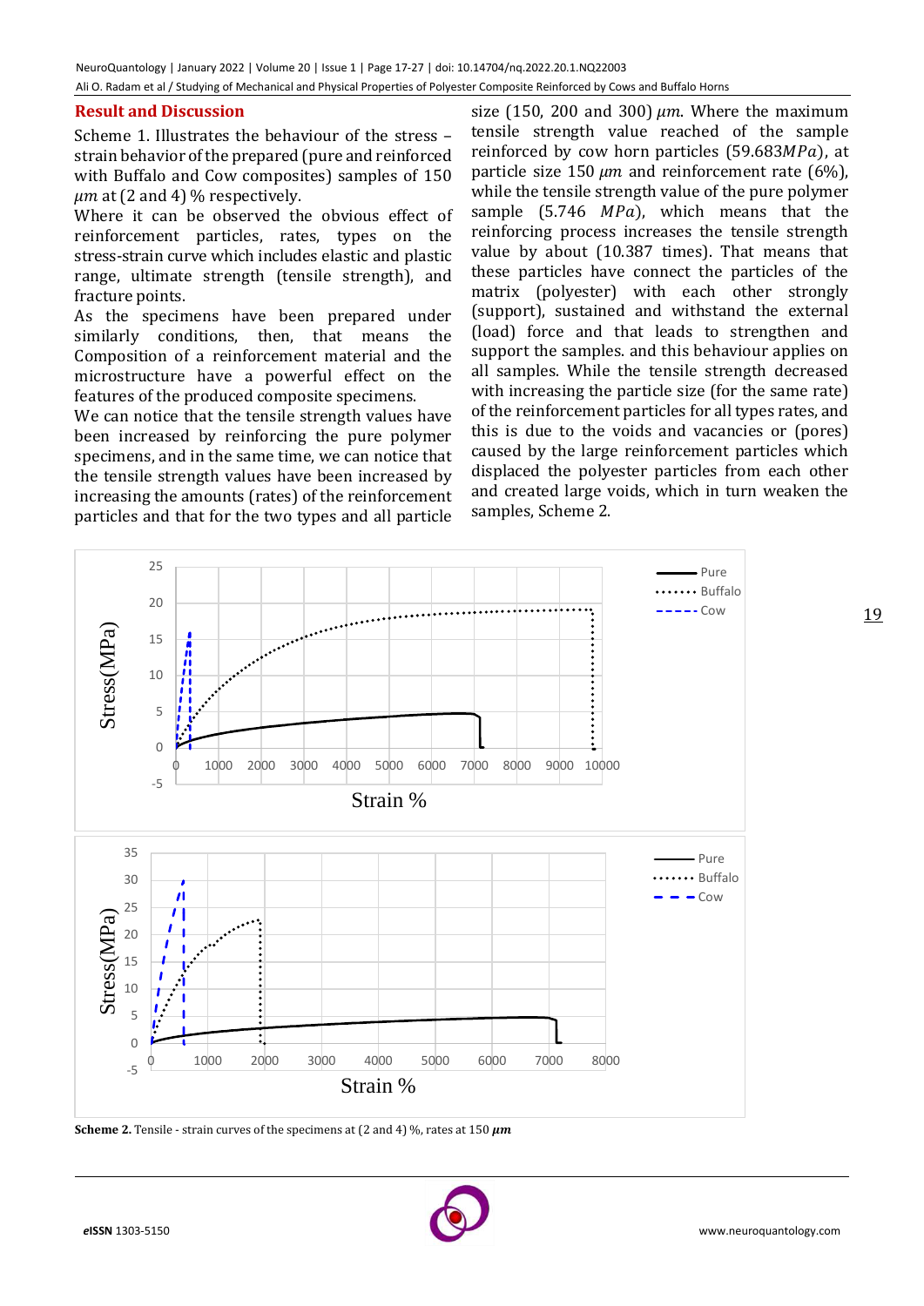## Result and Discussion

Scheme 1. Illustrates the behaviour of the stress – strain behavior of the prepared (pure and reinforced with Buffalo and Cow composites) samples of 150 $\mu m$ at (2 and 4) % respectively.

Where it can be observed the obvious effect of reinforcement particles, rates, types on the stress-strain curve which includes elastic and plastic range, ultimate strength (tensile strength), and fracture points.

As the specimens have been prepared under similarly conditions, then, that means the Composition of a reinforcement material and the microstructure have a powerful effect on the features of the produced composite specimens.

We can notice that the tensile strength values have been increased by reinforcing the pure polymer specimens, and in the same time, we can notice that the tensile strength values have been increased by increasing the amounts (rates) of the reinforcement particles and that for the two types and all particle size (150, 200 and 300) $\mu m$. Where the maximum tensile strength value reached of the sample reinforced by cow horn particles (59.683$MPa$), at particle size 150 $\mu m$ and reinforcement rate (6%), while the tensile strength value of the pure polymer sample (5.746 $MPa$), which means that the reinforcing process increases the tensile strength value by about (10.387 times). That means that these particles have connect the particles of the matrix (polyester) with each other strongly (support), sustained and withstand the external (load) force and that leads to strengthen and support the samples. and this behaviour applies on all samples. While the tensile strength decreased with increasing the particle size (for the same rate) of the reinforcement particles for all types rates, and this is due to the voids and vacancies or (pores) caused by the large reinforcement particles which displaced the polyester particles from each other and created large voids, which in turn weaken the samples, Scheme 2.

**Scheme 2.** Tensile - strain curves of the specimens at (2 and 4) %, rates at 150 $\mu m$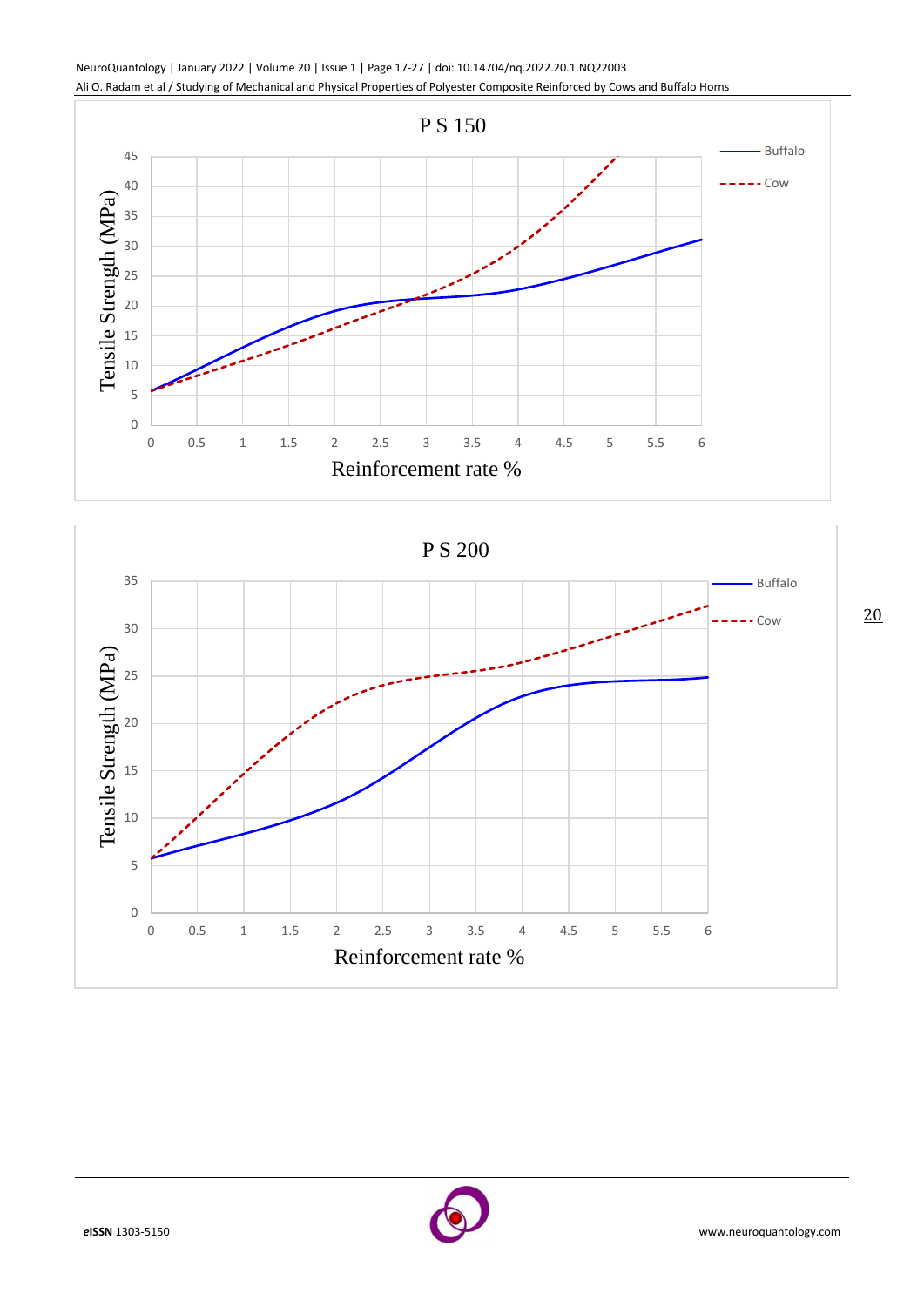P S 150

Tensile Strength (MPa)

Reinforcement rate %

Buffalo

Cow

P S 200

Tensile Strength (MPa)

Reinforcement rate %

Buffalo

Cow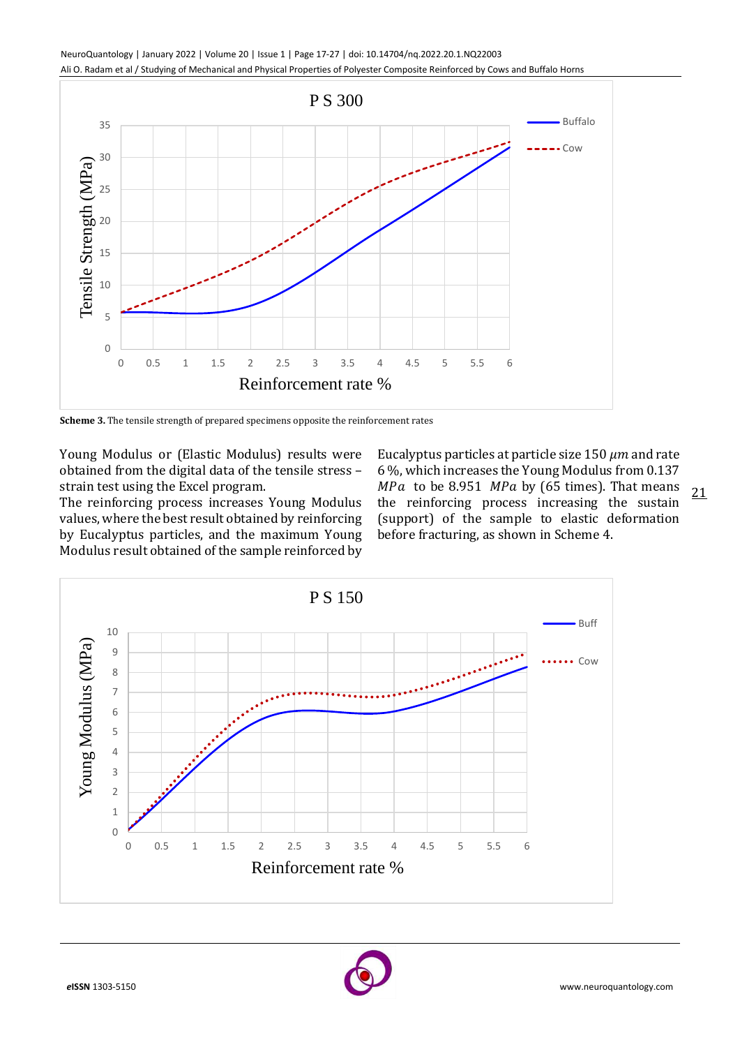Scheme 3. The tensile strength of prepared specimens opposite the reinforcement rates

Young Modulus or (Elastic Modulus) results were obtained from the digital data of the tensile stress – strain test using the Excel program.

The reinforcing process increases Young Modulus values, where the best result obtained by reinforcing by Eucalyptus particles, and the maximum Young Modulus result obtained of the sample reinforced by Eucalyptus particles at particle size 150 $\mu m$ and rate 6 %, which increases the Young Modulus from 0.137 $MPa$ to be 8.951 $MPa$ by (65 times). That means the reinforcing process increasing the sustain (support) of the sample to elastic deformation before fracturing, as shown in Scheme 4.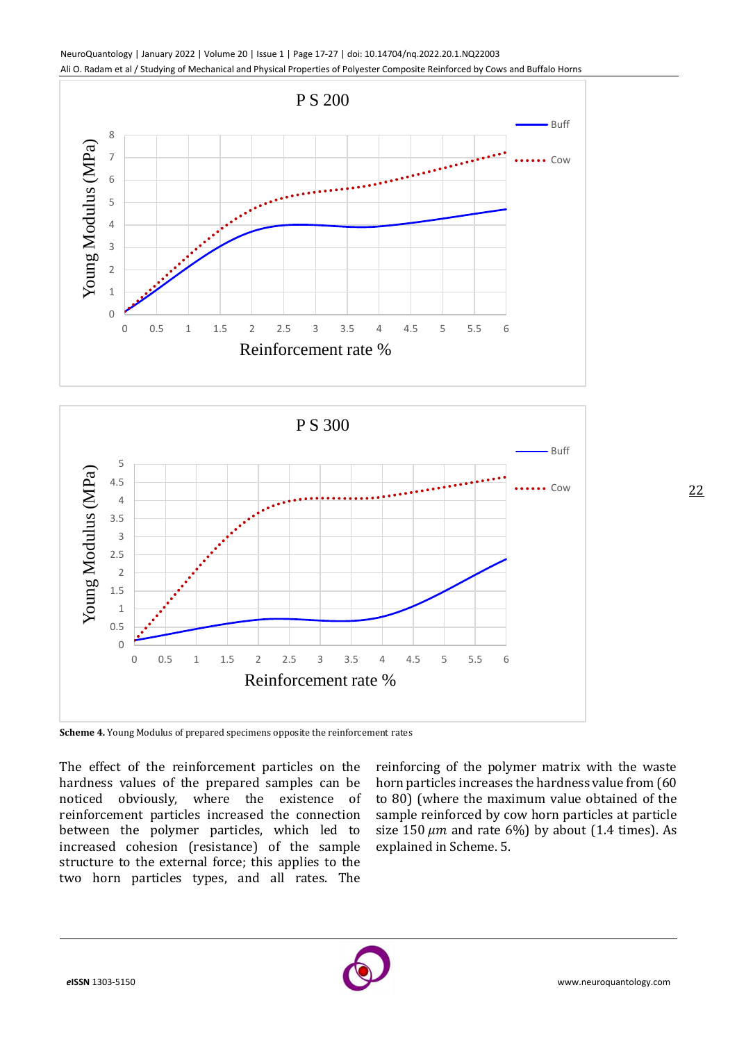Scheme 4. Young Modulus of prepared specimens opposite the reinforcement rates

The effect of the reinforcement particles on the hardness values of the prepared samples can be noticed obviously, where the existence of reinforcement particles increased the connection between the polymer particles, which led to increased cohesion (resistance) of the sample structure to the external force; this applies to the two horn particles types, and all rates. The reinforcing of the polymer matrix with the waste horn particles increases the hardness value from (60 to 80) (where the maximum value obtained of the sample reinforced by cow horn particles at particle size 150 $\mu m$ and rate 6%) by about (1.4 times). As explained in Scheme. 5.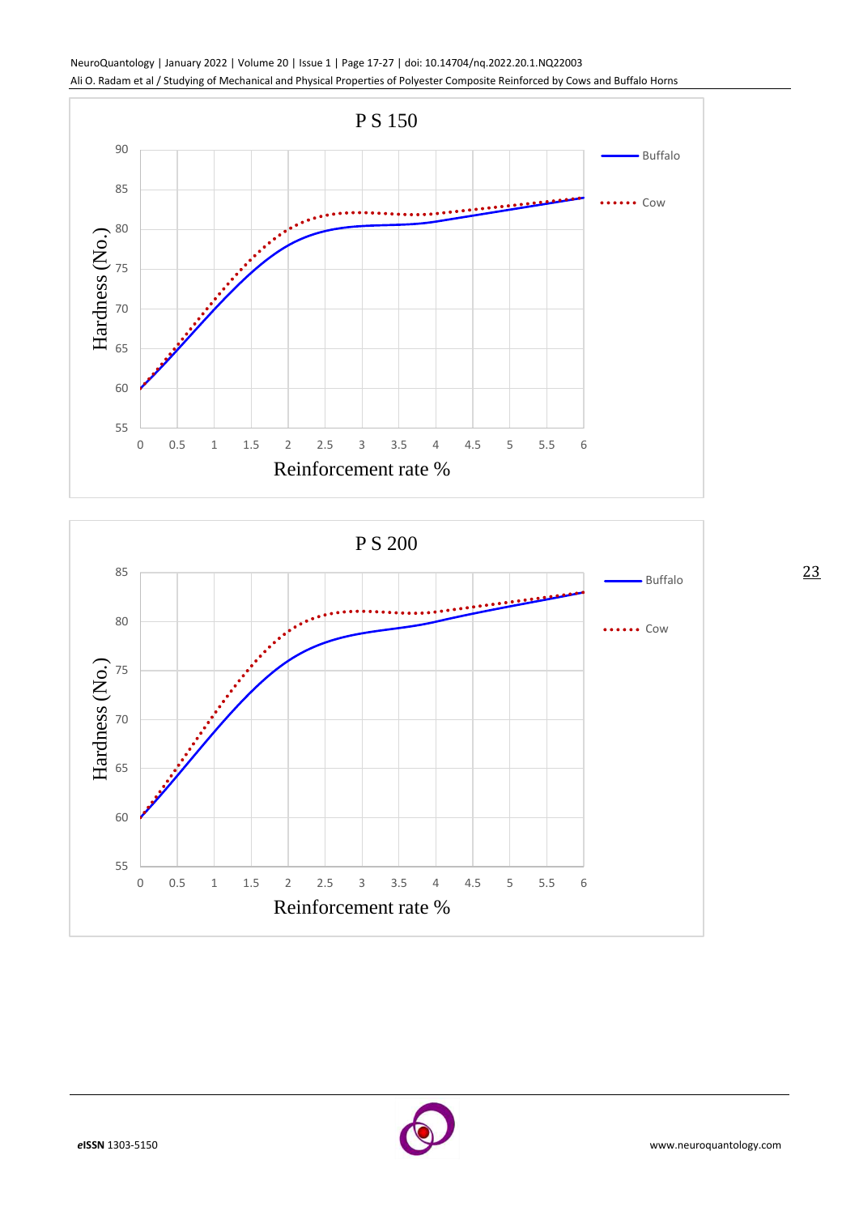P S 150

Hardness (No.) vs. Reinforcement rate %

Buffalo

Cow

P S 200

Hardness (No.) vs. Reinforcement rate %

Buffalo

Cow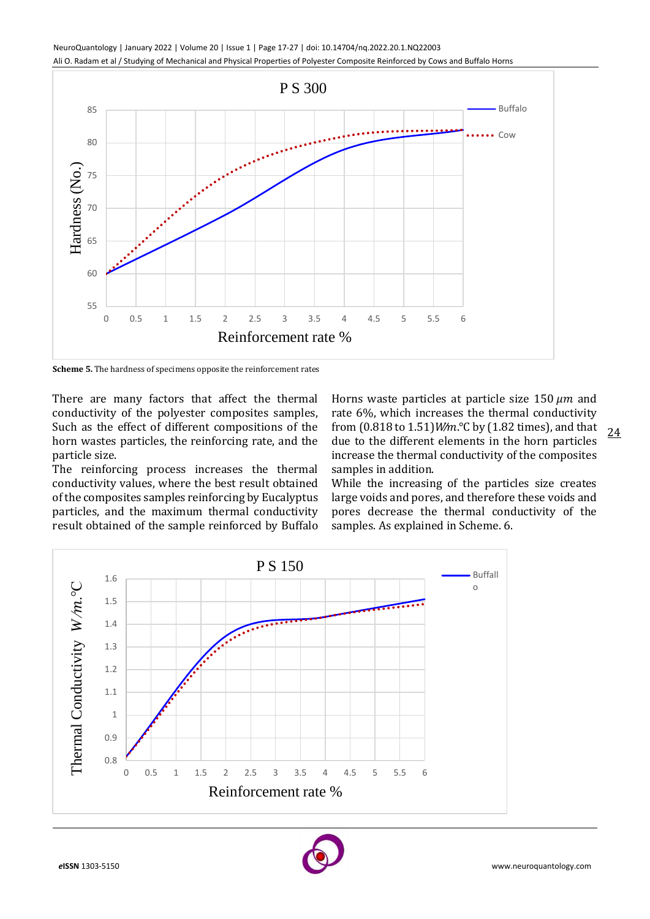**Scheme 5.** The hardness of specimens opposite the reinforcement rates

There are many factors that affect the thermal conductivity of the polyester composites samples, Such as the effect of different compositions of the horn wastes particles, the reinforcing rate, and the particle size.

The reinforcing process increases the thermal conductivity values, where the best result obtained of the composites samples reinforcing by Eucalyptus particles, and the maximum thermal conductivity result obtained of the sample reinforced by Buffalo Horns waste particles at particle size 150 $\mu m$ and rate 6%, which increases the thermal conductivity from (0.818 to 1.51) $W/m.°C$ by (1.82 times), and that due to the different elements in the horn particles increase the thermal conductivity of the composites samples in addition.

While the increasing of the particles size creates large voids and pores, and therefore these voids and pores decrease the thermal conductivity of the samples. As explained in Scheme. 6.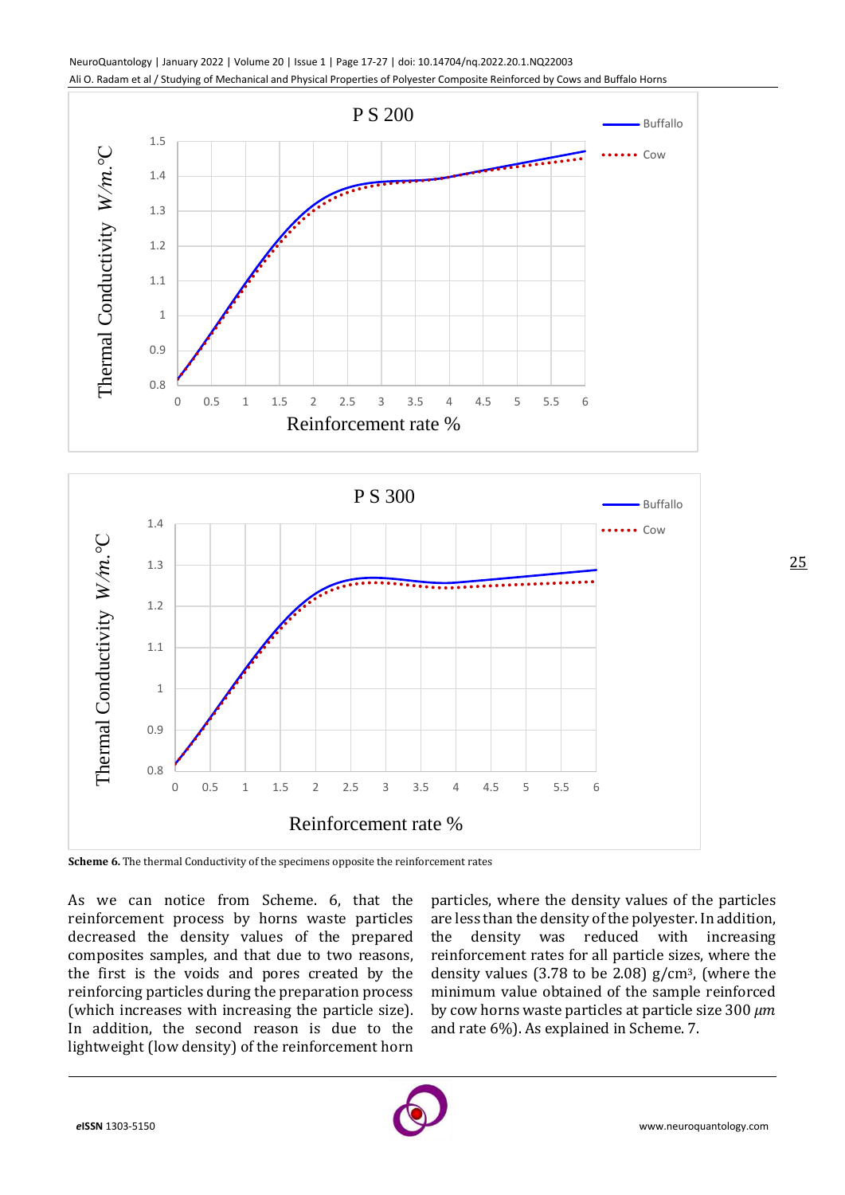**Scheme 6.** The thermal Conductivity of the specimens opposite the reinforcement rates

As we can notice from Scheme. 6, that the reinforcement process by horns waste particles decreased the density values of the prepared composites samples, and that due to two reasons, the first is the voids and pores created by the reinforcing particles during the preparation process (which increases with increasing the particle size). In addition, the second reason is due to the lightweight (low density) of the reinforcement horn particles, where the density values of the particles are less than the density of the polyester. In addition, the density was reduced with increasing reinforcement rates for all particle sizes, where the density values (3.78 to be 2.08) g/cm$^3$, (where the minimum value obtained of the sample reinforced by cow horns waste particles at particle size 300 $\mu m$ and rate 6%). As explained in Scheme. 7.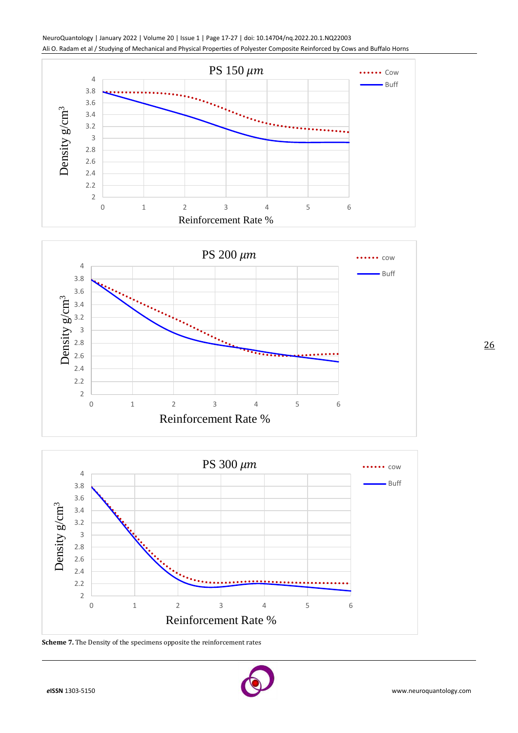**Scheme 7.** The Density of the specimens opposite the reinforcement rates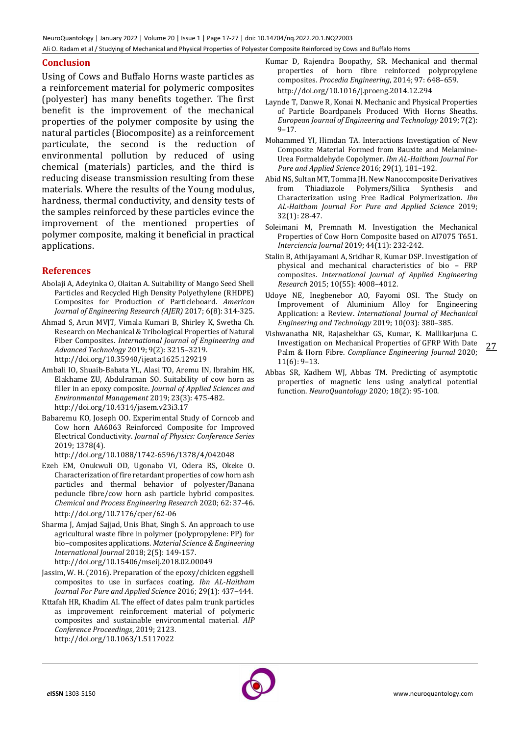## Conclusion

Using of Cows and Buffalo Horns waste particles as a reinforcement material for polymeric composites (polyester) has many benefits together. The first benefit is the improvement of the mechanical properties of the polymer composite by using the natural particles (Biocomposite) as a reinforcement particulate, the second is the reduction of environmental pollution by reduced of using chemical (materials) particles, and the third is reducing disease transmission resulting from these materials. Where the results of the Young modulus, hardness, thermal conductivity, and density tests of the samples reinforced by these particles evince the improvement of the mentioned properties of polymer composite, making it beneficial in practical applications.

## References

Abolaji A, Adeyinka O, Olaitan A. Suitability of Mango Seed Shell Particles and Recycled High Density Polyethylene (RHDPE) Composites for Production of Particleboard. *American Journal of Engineering Research (AJER)* 2017; 6(8): 314-325.

Ahmad S, Arun MVJT, Vimala Kumari B, Shirley K, Swetha Ch. Research on Mechanical & Tribological Properties of Natural Fiber Composites. *International Journal of Engineering and Advanced Technology* 2019; 9(2): 3215–3219. http://doi.org/10.35940/ijeat.a1625.129219

Ambali IO, Shuaib-Babata YL, Alasi TO, Aremu IN, Ibrahim HK, Elakhame ZU, Abdulraman SO. Suitability of cow horn as filler in an epoxy composite. *Journal of Applied Sciences and Environmental Management* 2019; 23(3): 475-482. http://doi.org/10.4314/jasem.v23i3.17

Babaremu KO, Joseph OO. Experimental Study of Corncob and Cow horn AA6063 Reinforced Composite for Improved Electrical Conductivity. *Journal of Physics: Conference Series* 2019; 1378(4). http://doi.org/10.1088/1742-6596/1378/4/042048

Ezeh EM, Onukwuli OD, Ugonabo VI, Odera RS, Okeke O. Characterization of fire retardant properties of cow horn ash particles and thermal behavior of polyester/Banana peduncle fibre/cow horn ash particle hybrid composites. *Chemical and Process Engineering Research* 2020; 62: 37-46. http://doi.org/10.7176/cper/62-06

Sharma J, Amjad Sajjad, Unis Bhat, Singh S. An approach to use agricultural waste fibre in polymer (polypropylene: PP) for bio–composites applications. *Material Science & Engineering International Journal* 2018; 2(5): 149-157. http://doi.org/10.15406/mseij.2018.02.00049

Jassim, W. H. (2016). Preparation of the epoxy/chicken eggshell composites to use in surfaces coating. *Ibn AL-Haitham Journal For Pure and Applied Science* 2016; 29(1): 437–444.

Kttafah HR, Khadim AI. The effect of dates palm trunk particles as improvement reinforcement material of polymeric composites and sustainable environmental material. *AIP Conference Proceedings*, 2019; 2123. http://doi.org/10.1063/1.5117022

Kumar D, Rajendra Boopathy, SR. Mechanical and thermal properties of horn fibre reinforced polypropylene composites. *Procedia Engineering*, 2014; 97: 648–659. http://doi.org/10.1016/j.proeng.2014.12.294

Laynde T, Danwe R, Konai N. Mechanic and Physical Properties of Particle Boardpanels Produced With Horns Sheaths. *European Journal of Engineering and Technology* 2019; 7(2): 9–17.

Mohammed YI, Himdan TA. Interactions Investigation of New Composite Material Formed from Bauxite and Melamine-Urea Formaldehyde Copolymer. *Ibn AL-Haitham Journal For Pure and Applied Science* 2016; 29(1), 181–192.

Abid NS, Sultan MT, Tomma JH. New Nanocomposite Derivatives from Thiadiazole Polymers/Silica Synthesis and Characterization using Free Radical Polymerization. *Ibn AL-Haitham Journal For Pure and Applied Science* 2019; 32(1): 28-47.

Soleimani M, Premnath M. Investigation the Mechanical Properties of Cow Horn Composite based on Al7075 T651. *Interciencia Journal* 2019; 44(11): 232-242.

Stalin B, Athijayamani A, Sridhar R, Kumar DSP. Investigation of physical and mechanical characteristics of bio – FRP composites. *International Journal of Applied Engineering Research* 2015; 10(55): 4008–4012.

Udoye NE, Inegbenebor AO, Fayomi OSI. The Study on Improvement of Aluminium Alloy for Engineering Application: a Review. *International Journal of Mechanical Engineering and Technology* 2019; 10(03): 380–385.

Vishwanatha NR, Rajashekhar GS, Kumar, K. Mallikarjuna C. Investigation on Mechanical Properties of GFRP With Date Palm & Horn Fibre. *Compliance Engineering Journal* 2020; 11(6): 9–13.

Abbas SR, Kadhem WJ, Abbas TM. Predicting of asymptotic properties of magnetic lens using analytical potential function. *NeuroQuantology* 2020; 18(2): 95-100.